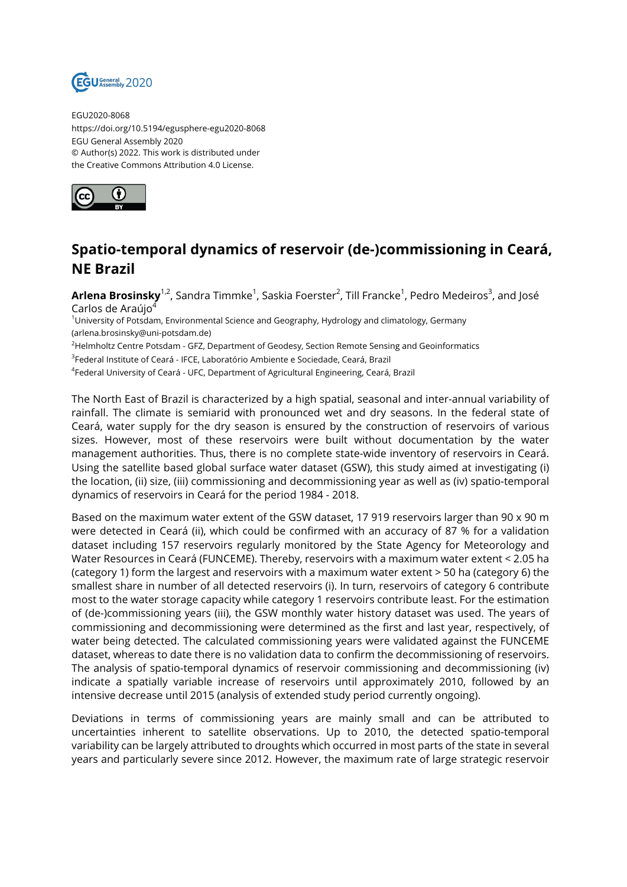EGU2020-8068
https://doi.org/10.5194/egusphere-egu2020-8068
EGU General Assembly 2020
© Author(s) 2022. This work is distributed under
the Creative Commons Attribution 4.0 License.

# Spatio-temporal dynamics of reservoir (de-)commissioning in Ceará, NE Brazil

**Arlena Brosinsky**[1,2], Sandra Timmke[1], Saskia Foerster[2], Till Francke[1], Pedro Medeiros[3], and José Carlos de Araújo[4]

[1]University of Potsdam, Environmental Science and Geography, Hydrology and climatology, Germany (arlena.brosinsky@uni-potsdam.de)
[2]Helmholtz Centre Potsdam - GFZ, Department of Geodesy, Section Remote Sensing and Geoinformatics
[3]Federal Institute of Ceará - IFCE, Laboratório Ambiente e Sociedade, Ceará, Brazil
[4]Federal University of Ceará - UFC, Department of Agricultural Engineering, Ceará, Brazil

The North East of Brazil is characterized by a high spatial, seasonal and inter-annual variability of rainfall. The climate is semiarid with pronounced wet and dry seasons. In the federal state of Ceará, water supply for the dry season is ensured by the construction of reservoirs of various sizes. However, most of these reservoirs were built without documentation by the water management authorities. Thus, there is no complete state-wide inventory of reservoirs in Ceará. Using the satellite based global surface water dataset (GSW), this study aimed at investigating (i) the location, (ii) size, (iii) commissioning and decommissioning year as well as (iv) spatio-temporal dynamics of reservoirs in Ceará for the period 1984 - 2018.

Based on the maximum water extent of the GSW dataset, 17 919 reservoirs larger than 90 x 90 m were detected in Ceará (ii), which could be confirmed with an accuracy of 87 % for a validation dataset including 157 reservoirs regularly monitored by the State Agency for Meteorology and Water Resources in Ceará (FUNCEME). Thereby, reservoirs with a maximum water extent < 2.05 ha (category 1) form the largest and reservoirs with a maximum water extent > 50 ha (category 6) the smallest share in number of all detected reservoirs (i). In turn, reservoirs of category 6 contribute most to the water storage capacity while category 1 reservoirs contribute least. For the estimation of (de-)commissioning years (iii), the GSW monthly water history dataset was used. The years of commissioning and decommissioning were determined as the first and last year, respectively, of water being detected. The calculated commissioning years were validated against the FUNCEME dataset, whereas to date there is no validation data to confirm the decommissioning of reservoirs. The analysis of spatio-temporal dynamics of reservoir commissioning and decommissioning (iv) indicate a spatially variable increase of reservoirs until approximately 2010, followed by an intensive decrease until 2015 (analysis of extended study period currently ongoing).

Deviations in terms of commissioning years are mainly small and can be attributed to uncertainties inherent to satellite observations. Up to 2010, the detected spatio-temporal variability can be largely attributed to droughts which occurred in most parts of the state in several years and particularly severe since 2012. However, the maximum rate of large strategic reservoir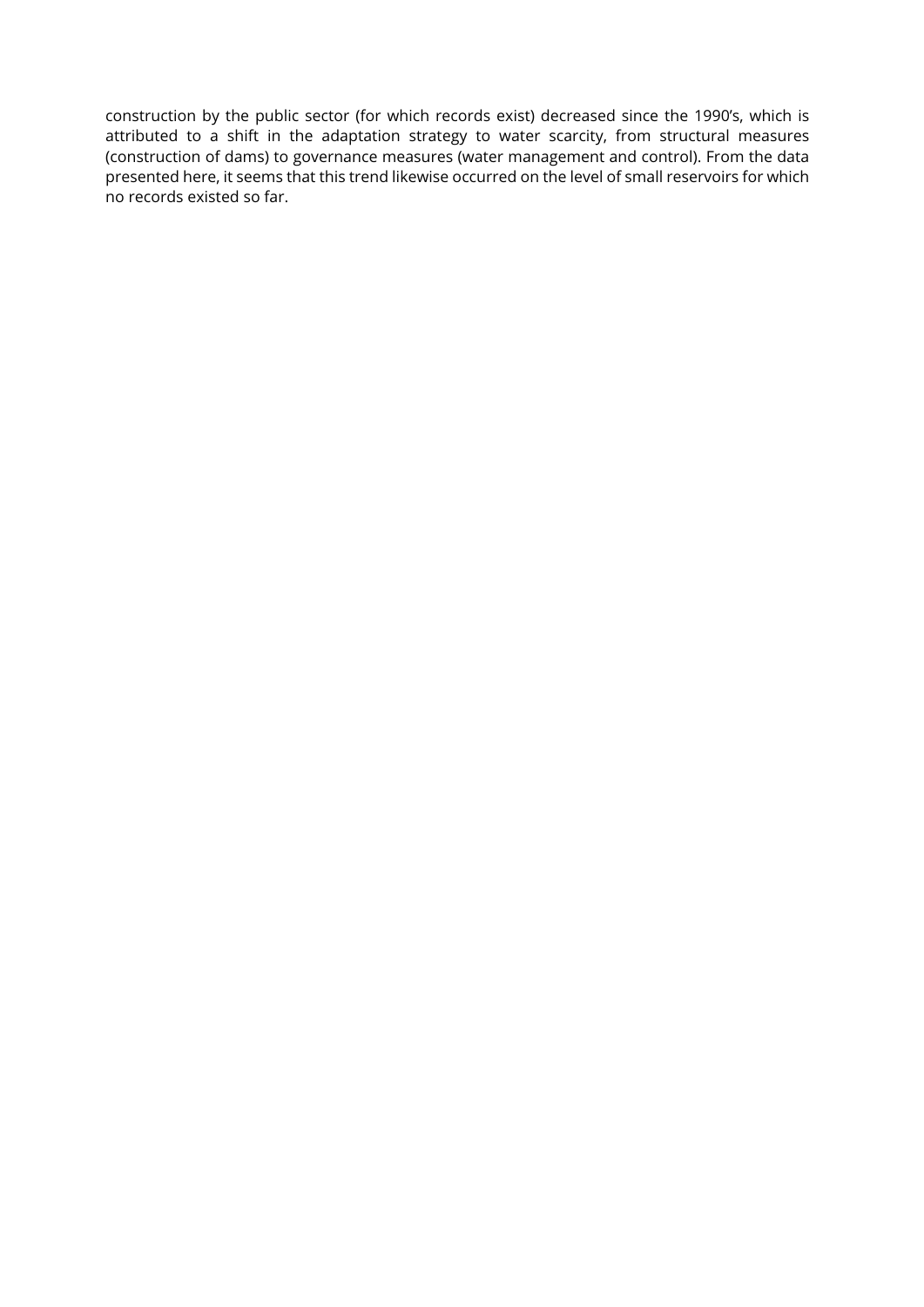construction by the public sector (for which records exist) decreased since the 1990's, which is attributed to a shift in the adaptation strategy to water scarcity, from structural measures (construction of dams) to governance measures (water management and control). From the data presented here, it seems that this trend likewise occurred on the level of small reservoirs for which no records existed so far.